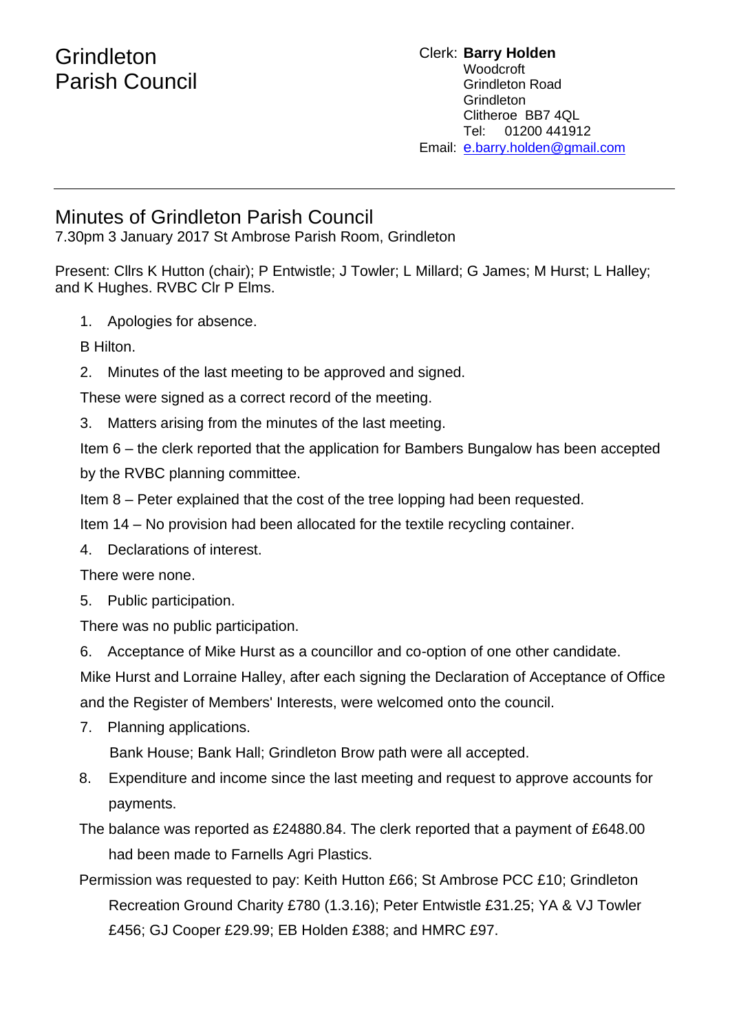# Grindleton Parish Council

Clerk: **Barry Holden**
Woodcroft
Grindleton Road
Grindleton
Clitheroe BB7 4QL
Tel: 01200 441912
Email: e.barry.holden@gmail.com

---

## Minutes of Grindleton Parish Council

7.30pm 3 January 2017 St Ambrose Parish Room, Grindleton

Present: Cllrs K Hutton (chair); P Entwistle; J Towler; L Millard; G James; M Hurst; L Halley; and K Hughes. RVBC Clr P Elms.

1. Apologies for absence.

B Hilton.

2. Minutes of the last meeting to be approved and signed.

These were signed as a correct record of the meeting.

3. Matters arising from the minutes of the last meeting.

Item 6 – the clerk reported that the application for Bambers Bungalow has been accepted by the RVBC planning committee.

Item 8 – Peter explained that the cost of the tree lopping had been requested.

Item 14 – No provision had been allocated for the textile recycling container.

4. Declarations of interest.

There were none.

5. Public participation.

There was no public participation.

6. Acceptance of Mike Hurst as a councillor and co-option of one other candidate.

Mike Hurst and Lorraine Halley, after each signing the Declaration of Acceptance of Office and the Register of Members' Interests, were welcomed onto the council.

7. Planning applications.

Bank House; Bank Hall; Grindleton Brow path were all accepted.

8. Expenditure and income since the last meeting and request to approve accounts for payments.

The balance was reported as £24880.84. The clerk reported that a payment of £648.00 had been made to Farnells Agri Plastics.

Permission was requested to pay: Keith Hutton £66; St Ambrose PCC £10; Grindleton Recreation Ground Charity £780 (1.3.16); Peter Entwistle £31.25; YA & VJ Towler £456; GJ Cooper £29.99; EB Holden £388; and HMRC £97.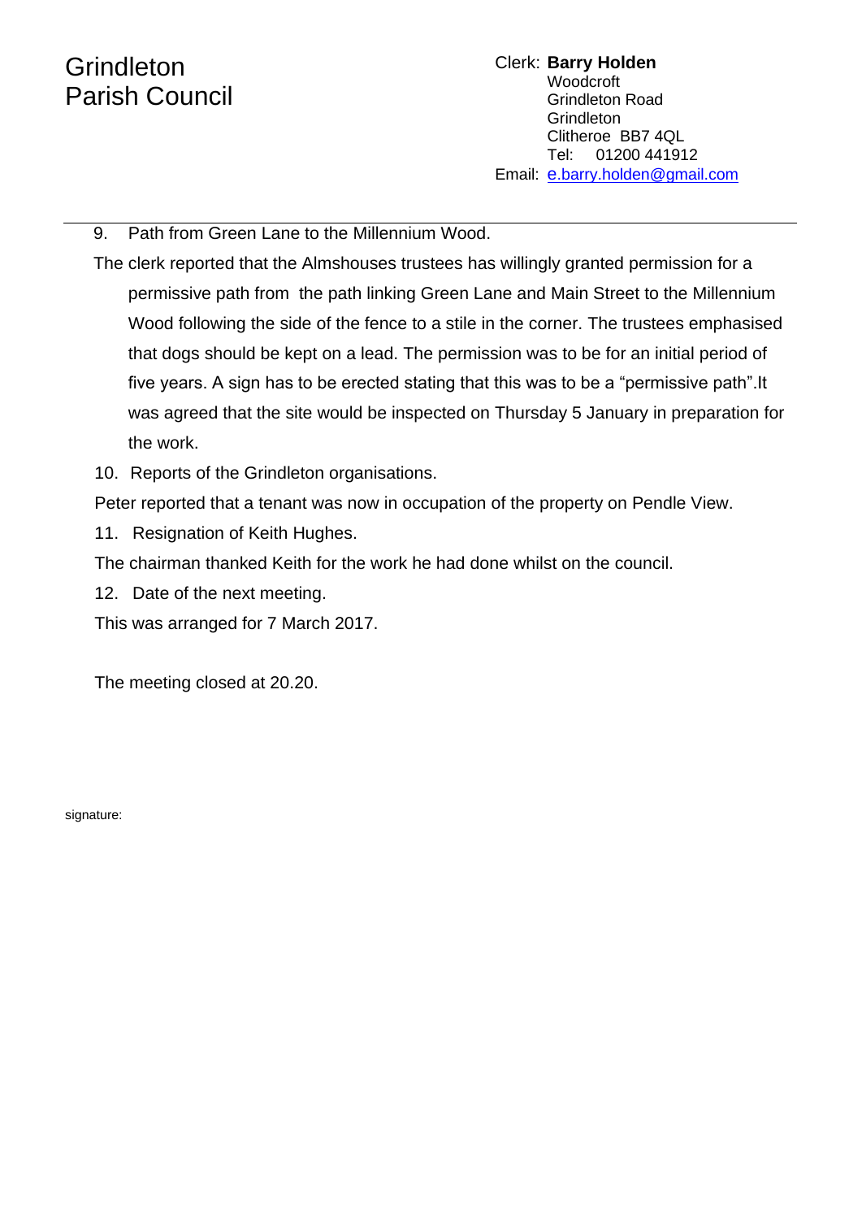# Grindleton Parish Council

Clerk: **Barry Holden**
Woodcroft
Grindleton Road
Grindleton
Clitheroe BB7 4QL
Tel: 01200 441912
Email: e.barry.holden@gmail.com

---

9. Path from Green Lane to the Millennium Wood.

The clerk reported that the Almshouses trustees has willingly granted permission for a permissive path from the path linking Green Lane and Main Street to the Millennium Wood following the side of the fence to a stile in the corner. The trustees emphasised that dogs should be kept on a lead. The permission was to be for an initial period of five years. A sign has to be erected stating that this was to be a "permissive path".It was agreed that the site would be inspected on Thursday 5 January in preparation for the work.

10. Reports of the Grindleton organisations.

Peter reported that a tenant was now in occupation of the property on Pendle View.

11. Resignation of Keith Hughes.

The chairman thanked Keith for the work he had done whilst on the council.

12. Date of the next meeting.

This was arranged for 7 March 2017.

The meeting closed at 20.20.

signature: